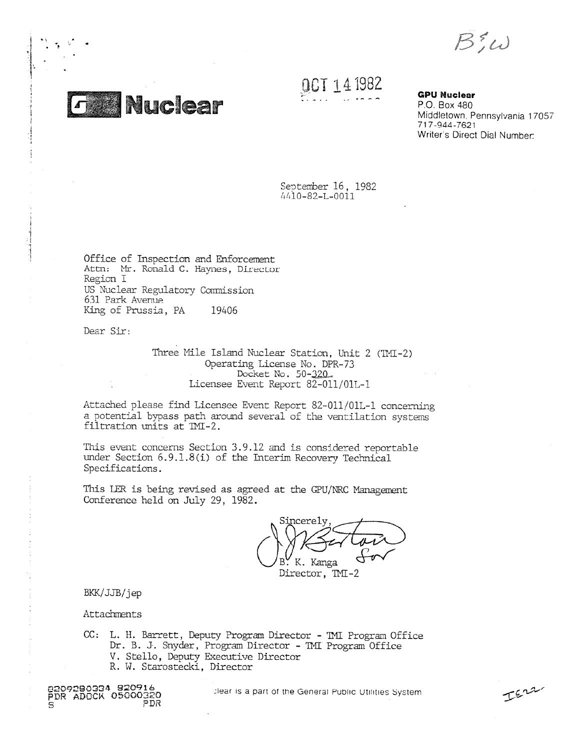B&W

GPU Nuclear

OCT 14 1982

**GPU Nuclear**
P.O. Box 480
Middletown, Pennsylvania 17057
717-944-7621
Writer's Direct Dial Number:

September 16, 1982
4410-82-L-0011

Office of Inspection and Enforcement
Attn: Mr. Ronald C. Haynes, Director
Region I
US Nuclear Regulatory Commission
631 Park Avenue
King of Prussia, PA 19406

Dear Sir:

Three Mile Island Nuclear Station, Unit 2 (TMI-2)
Operating License No. DPR-73
Docket No. 50-320
Licensee Event Report 82-011/01L-1

Attached please find Licensee Event Report 82-011/01L-1 concerning a potential bypass path around several of the ventilation systems filtration units at TMI-2.

This event concerns Section 3.9.12 and is considered reportable under Section 6.9.1.8(i) of the Interim Recovery Technical Specifications.

This LER is being revised as agreed at the GPU/NRC Management Conference held on July 29, 1982.

Sincerely,

B. K. Kanga
Director, TMI-2

BKK/JJB/jep

Attachments

CC: L. H. Barrett, Deputy Program Director - TMI Program Office
Dr. B. J. Snyder, Program Director - TMI Program Office
V. Stello, Deputy Executive Director
R. W. Starostecki, Director

8209280334 820916
PDR ADOCK 05000320
S PDR

GPU Nuclear is a part of the General Public Utilities System

IE22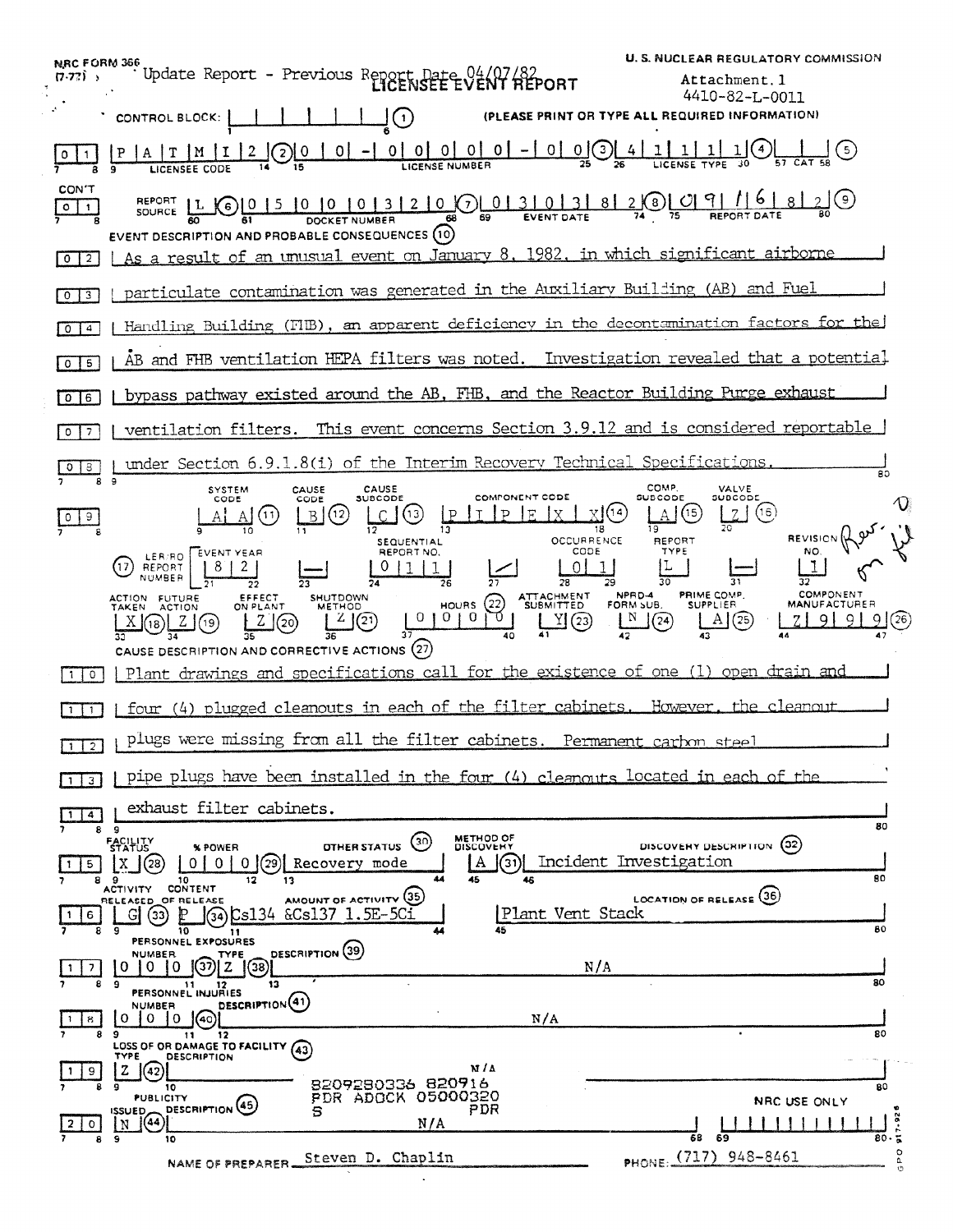NRC FORM 366 (7-77)

Update Report - Previous Report Date 04/07/82

# LICENSEE EVENT REPORT

U. S. NUCLEAR REGULATORY COMMISSION

Attachment 1
4410-82-L-0011

CONTROL BLOCK: (1) (PLEASE PRINT OR TYPE ALL REQUIRED INFORMATION)

| | |
|---|---|
| 0 1 | LICENSEE CODE: P A T M I 2 (2) LICENSE NUMBER: 0 0 - 0 0 0 0 0 - 0 0 (3) LICENSE TYPE: 4 1 1 1 1 (4) CAT (5) |
| CON'T 0 1 | REPORT SOURCE: L (6) DOCKET NUMBER: 0 5 0 0 0 3 2 0 (7) EVENT DATE: 0 3 0 3 8 2 (8) REPORT DATE: 0 9 1 6 8 2 (9) |

EVENT DESCRIPTION AND PROBABLE CONSEQUENCES (10)

| | |
|---|---|
| 0 2 | As a result of an unusual event on January 8, 1982, in which significant airborne |
| 0 3 | particulate contamination was generated in the Auxiliary Building (AB) and Fuel |
| 0 4 | Handling Building (FHB), an apparent deficiency in the decontamination factors for the |
| 0 5 | AB and FHB ventilation HEPA filters was noted. Investigation revealed that a potential |
| 0 6 | bypass pathway existed around the AB, FHB, and the Reactor Building Purge exhaust |
| 0 7 | ventilation filters. This event concerns Section 3.9.12 and is considered reportable |
| 0 8 | under Section 6.9.1.8(i) of the Interim Recovery Technical Specifications. |

| | SYSTEM CODE | CAUSE CODE | CAUSE SUBCODE | COMPONENT CODE | COMP. SUBCODE | VALVE SUBCODE |
|---|---|---|---|---|---|---|
| 0 9 | A A (11) | B (12) | C (13) | P I P E X X (14) | A (15) | Z (16) |

| (17) LER/RO REPORT NUMBER | EVENT YEAR | | SEQUENTIAL REPORT NO. | | OCCURRENCE CODE | REPORT TYPE | | REVISION NO. |
|---|---|---|---|---|---|---|---|---|
| | 8 2 | — | 0 1 1 | / | 0 1 | L | — | 1 |

Rev. 0 on file

| ACTION TAKEN | FUTURE ACTION | EFFECT ON PLANT | SHUTDOWN METHOD | HOURS (22) | ATTACHMENT SUBMITTED | NPRD-4 FORM SUB. | PRIME COMP. SUPPLIER | COMPONENT MANUFACTURER |
|---|---|---|---|---|---|---|---|---|
| X (18) | Z (19) | Z (20) | Z (21) | 0 0 0 0 | Y (23) | N (24) | A (25) | Z 9 9 9 (26) |

CAUSE DESCRIPTION AND CORRECTIVE ACTIONS (27)

| | |
|---|---|
| 1 0 | Plant drawings and specifications call for the existence of one (1) open drain and |
| 1 1 | four (4) plugged cleanouts in each of the filter cabinets. However, the cleanout |
| 1 2 | plugs were missing from all the filter cabinets. Permanent carbon steel |
| 1 3 | pipe plugs have been installed in the four (4) cleanouts located in each of the |
| 1 4 | exhaust filter cabinets. |

| | FACILITY STATUS | % POWER | OTHER STATUS (30) | METHOD OF DISCOVERY | DISCOVERY DESCRIPTION (32) |
|---|---|---|---|---|---|
| 1 5 | X (28) | 0 0 0 (29) | Recovery mode | A (31) | Incident Investigation |

| | ACTIVITY RELEASED | CONTENT OF RELEASE | AMOUNT OF ACTIVITY (35) | LOCATION OF RELEASE (36) |
|---|---|---|---|---|
| 1 6 | G (33) | P (34) | Cs134 &Cs137 1.5E-5Ci | Plant Vent Stack |

PERSONNEL EXPOSURES

| | NUMBER | TYPE | DESCRIPTION (39) |
|---|---|---|---|
| 1 7 | 0 0 0 (37) | Z (38) | N/A |

PERSONNEL INJURIES

| | NUMBER | DESCRIPTION (41) |
|---|---|---|
| 1 8 | 0 0 0 (40) | N/A |

LOSS OF OR DAMAGE TO FACILITY (43)

| | TYPE | DESCRIPTION |
|---|---|---|
| 1 9 | Z (42) | N/A |

8209280336 820916
PDR ADOCK 05000320
S PDR

PUBLICITY

| | ISSUED | DESCRIPTION (45) | NRC USE ONLY |
|---|---|---|---|
| 2 0 | N (44) | N/A | |

NAME OF PREPARER Steven D. Chaplin PHONE: (717) 948-8461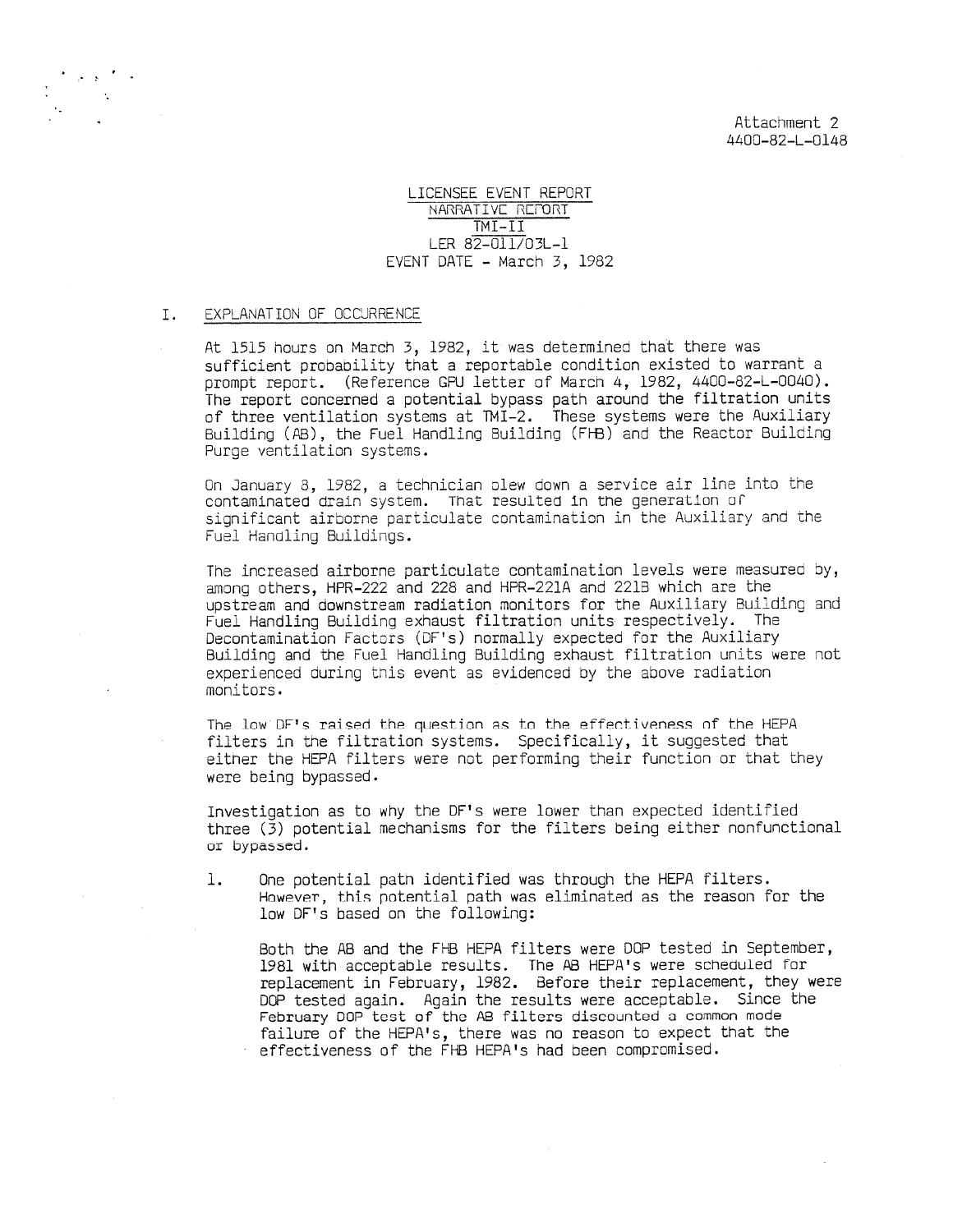Attachment 2
4400-82-L-0148

LICENSEE EVENT REPORT
NARRATIVE REPORT
TMI-II
LER 82-011/03L-1
EVENT DATE - March 3, 1982

## I. EXPLANATION OF OCCURRENCE

At 1515 hours on March 3, 1982, it was determined that there was sufficient probability that a reportable condition existed to warrant a prompt report. (Reference GPU letter of March 4, 1982, 4400-82-L-0040). The report concerned a potential bypass path around the filtration units of three ventilation systems at TMI-2. These systems were the Auxiliary Building (AB), the Fuel Handling Building (FHB) and the Reactor Building Purge ventilation systems.

On January 8, 1982, a technician blew down a service air line into the contaminated drain system. That resulted in the generation of significant airborne particulate contamination in the Auxiliary and the Fuel Handling Buildings.

The increased airborne particulate contamination levels were measured by, among others, HPR-222 and 228 and HPR-221A and 221B which are the upstream and downstream radiation monitors for the Auxiliary Building and Fuel Handling Building exhaust filtration units respectively. The Decontamination Factors (DF's) normally expected for the Auxiliary Building and the Fuel Handling Building exhaust filtration units were not experienced during this event as evidenced by the above radiation monitors.

The low DF's raised the question as to the effectiveness of the HEPA filters in the filtration systems. Specifically, it suggested that either the HEPA filters were not performing their function or that they were being bypassed.

Investigation as to why the DF's were lower than expected identified three (3) potential mechanisms for the filters being either nonfunctional or bypassed.

1. One potential path identified was through the HEPA filters. However, this potential path was eliminated as the reason for the low DF's based on the following:

   Both the AB and the FHB HEPA filters were DOP tested in September, 1981 with acceptable results. The AB HEPA's were scheduled for replacement in February, 1982. Before their replacement, they were DOP tested again. Again the results were acceptable. Since the February DOP test of the AB filters discounted a common mode failure of the HEPA's, there was no reason to expect that the effectiveness of the FHB HEPA's had been compromised.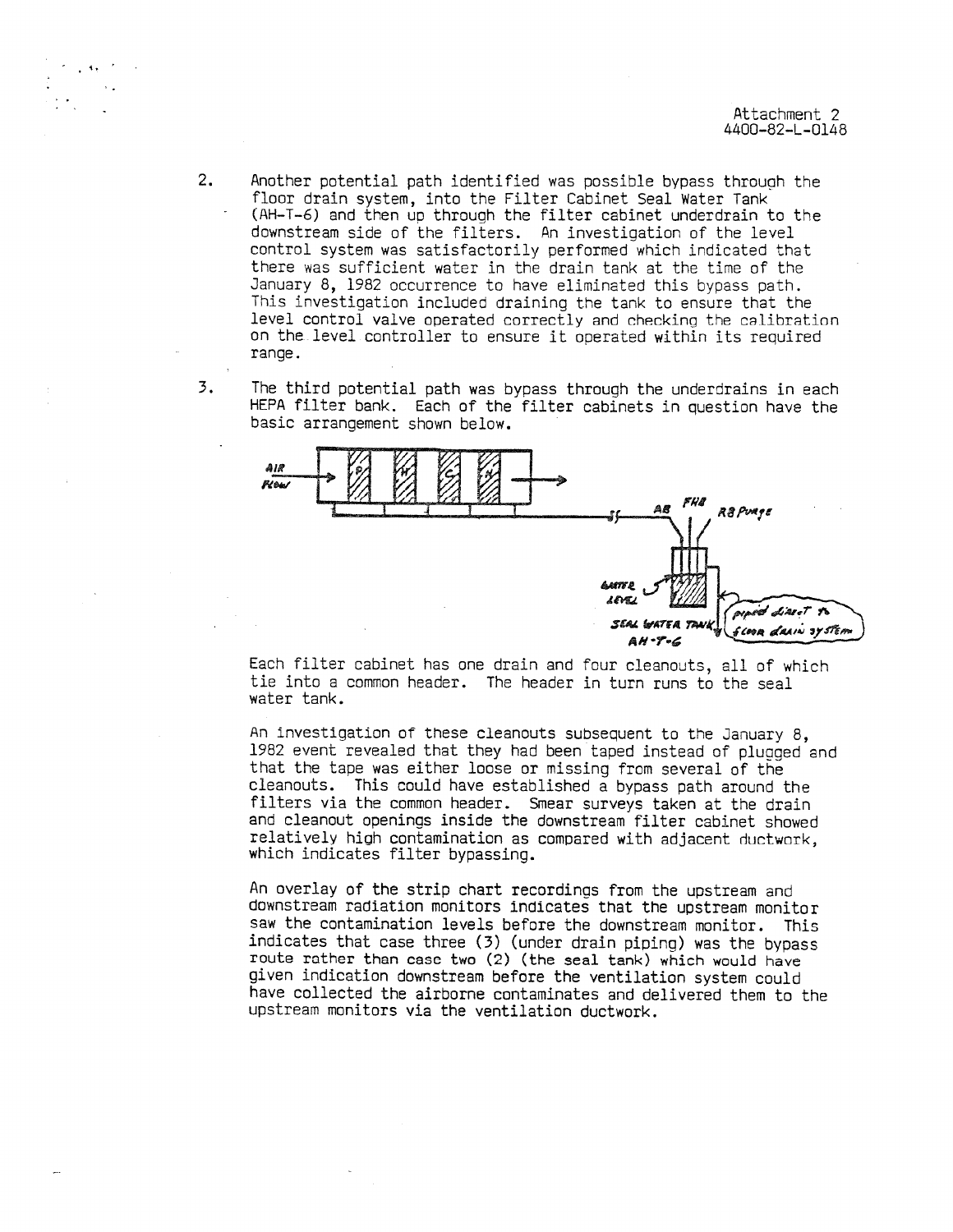Attachment 2
4400-82-L-0148

2. Another potential path identified was possible bypass through the floor drain system, into the Filter Cabinet Seal Water Tank (AH-T-6) and then up through the filter cabinet underdrain to the downstream side of the filters. An investigation of the level control system was satisfactorily performed which indicated that there was sufficient water in the drain tank at the time of the January 8, 1982 occurrence to have eliminated this bypass path. This investigation included draining the tank to ensure that the level control valve operated correctly and checking the calibration on the level controller to ensure it operated within its required range.

3. The third potential path was bypass through the underdrains in each HEPA filter bank. Each of the filter cabinets in question have the basic arrangement shown below.

Each filter cabinet has one drain and four cleanouts, all of which tie into a common header. The header in turn runs to the seal water tank.

An investigation of these cleanouts subsequent to the January 8, 1982 event revealed that they had been taped instead of plugged and that the tape was either loose or missing from several of the cleanouts. This could have established a bypass path around the filters via the common header. Smear surveys taken at the drain and cleanout openings inside the downstream filter cabinet showed relatively high contamination as compared with adjacent ductwork, which indicates filter bypassing.

An overlay of the strip chart recordings from the upstream and downstream radiation monitors indicates that the upstream monitor saw the contamination levels before the downstream monitor. This indicates that case three (3) (under drain piping) was the bypass route rather than case two (2) (the seal tank) which would have given indication downstream before the ventilation system could have collected the airborne contaminates and delivered them to the upstream monitors via the ventilation ductwork.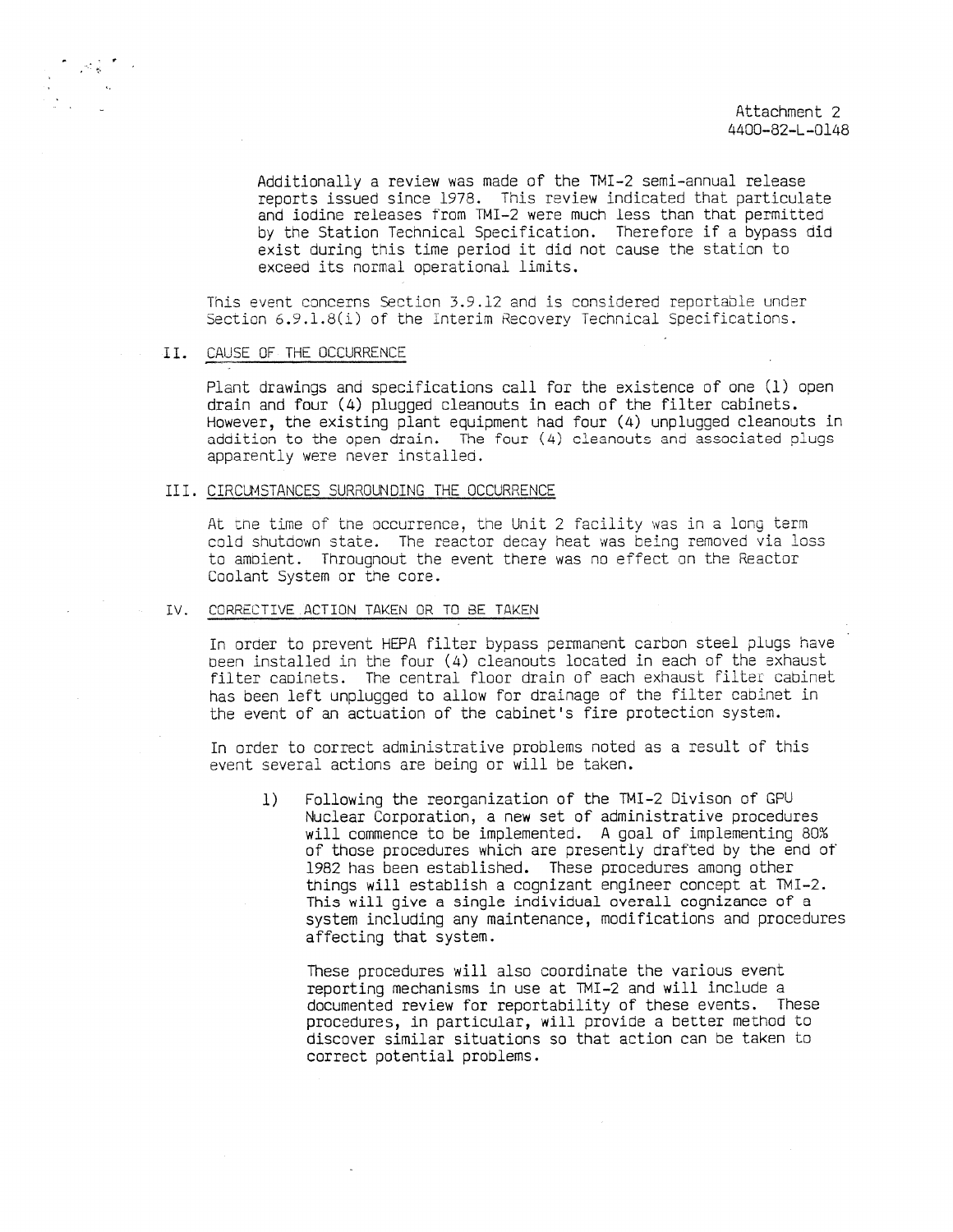Attachment 2
4400-82-L-0148

Additionally a review was made of the TMI-2 semi-annual release reports issued since 1978. This review indicated that particulate and iodine releases from TMI-2 were much less than that permitted by the Station Technical Specification. Therefore if a bypass did exist during this time period it did not cause the station to exceed its normal operational limits.

This event concerns Section 3.9.12 and is considered reportable under Section 6.9.1.8(i) of the Interim Recovery Technical Specifications.

## II. CAUSE OF THE OCCURRENCE

Plant drawings and specifications call for the existence of one (1) open drain and four (4) plugged cleanouts in each of the filter cabinets. However, the existing plant equipment had four (4) unplugged cleanouts in addition to the open drain. The four (4) cleanouts and associated plugs apparently were never installed.

## III. CIRCUMSTANCES SURROUNDING THE OCCURRENCE

At the time of the occurrence, the Unit 2 facility was in a long term cold shutdown state. The reactor decay heat was being removed via loss to ambient. Throughout the event there was no effect on the Reactor Coolant System or the core.

## IV. CORRECTIVE ACTION TAKEN OR TO BE TAKEN

In order to prevent HEPA filter bypass permanent carbon steel plugs have been installed in the four (4) cleanouts located in each of the exhaust filter cabinets. The central floor drain of each exhaust filter cabinet has been left unplugged to allow for drainage of the filter cabinet in the event of an actuation of the cabinet's fire protection system.

In order to correct administrative problems noted as a result of this event several actions are being or will be taken.

1) Following the reorganization of the TMI-2 Divison of GPU Nuclear Corporation, a new set of administrative procedures will commence to be implemented. A goal of implementing 80% of those procedures which are presently drafted by the end of 1982 has been established. These procedures among other things will establish a cognizant engineer concept at TMI-2. This will give a single individual overall cognizance of a system including any maintenance, modifications and procedures affecting that system.

   These procedures will also coordinate the various event reporting mechanisms in use at TMI-2 and will include a documented review for reportability of these events. These procedures, in particular, will provide a better method to discover similar situations so that action can be taken to correct potential problems.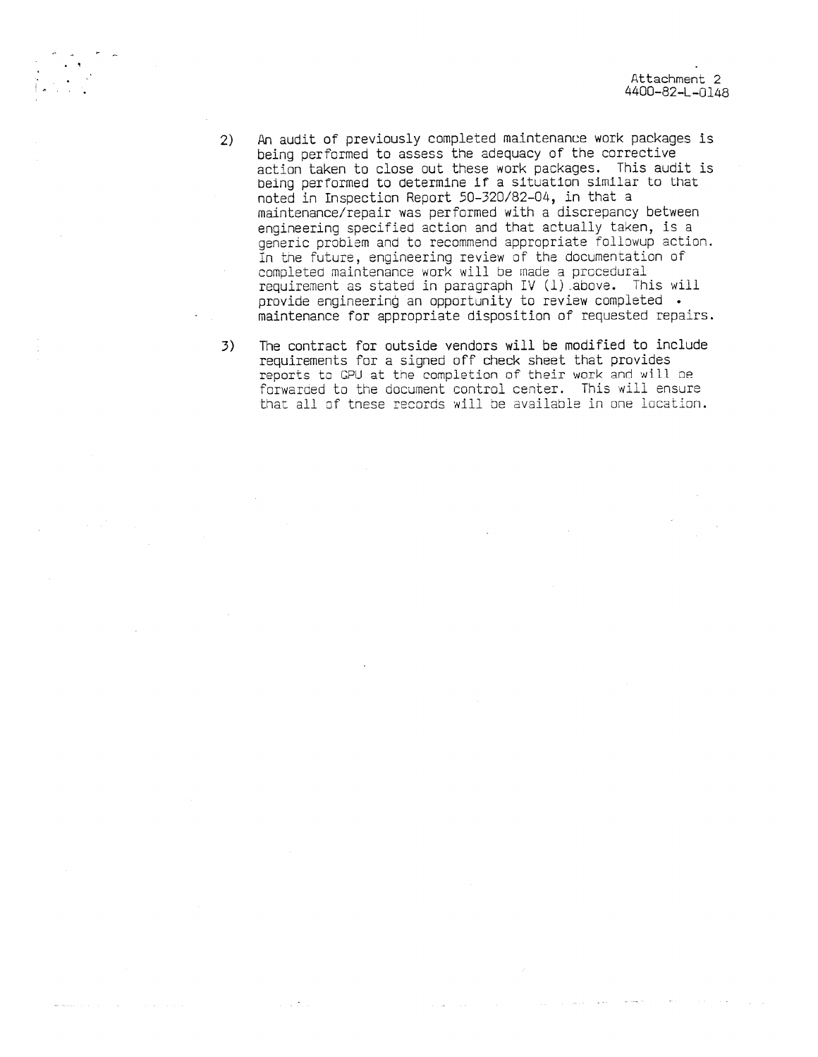Attachment 2
4400-82-L-0148

2) An audit of previously completed maintenance work packages is being performed to assess the adequacy of the corrective action taken to close out these work packages. This audit is being performed to determine if a situation similar to that noted in Inspection Report 50-320/82-04, in that a maintenance/repair was performed with a discrepancy between engineering specified action and that actually taken, is a generic problem and to recommend appropriate followup action. In the future, engineering review of the documentation of completed maintenance work will be made a procedural requirement as stated in paragraph IV (1) above. This will provide engineering an opportunity to review completed maintenance for appropriate disposition of requested repairs.

3) The contract for outside vendors will be modified to include requirements for a signed off check sheet that provides reports to GPU at the completion of their work and will be forwarded to the document control center. This will ensure that all of these records will be available in one location.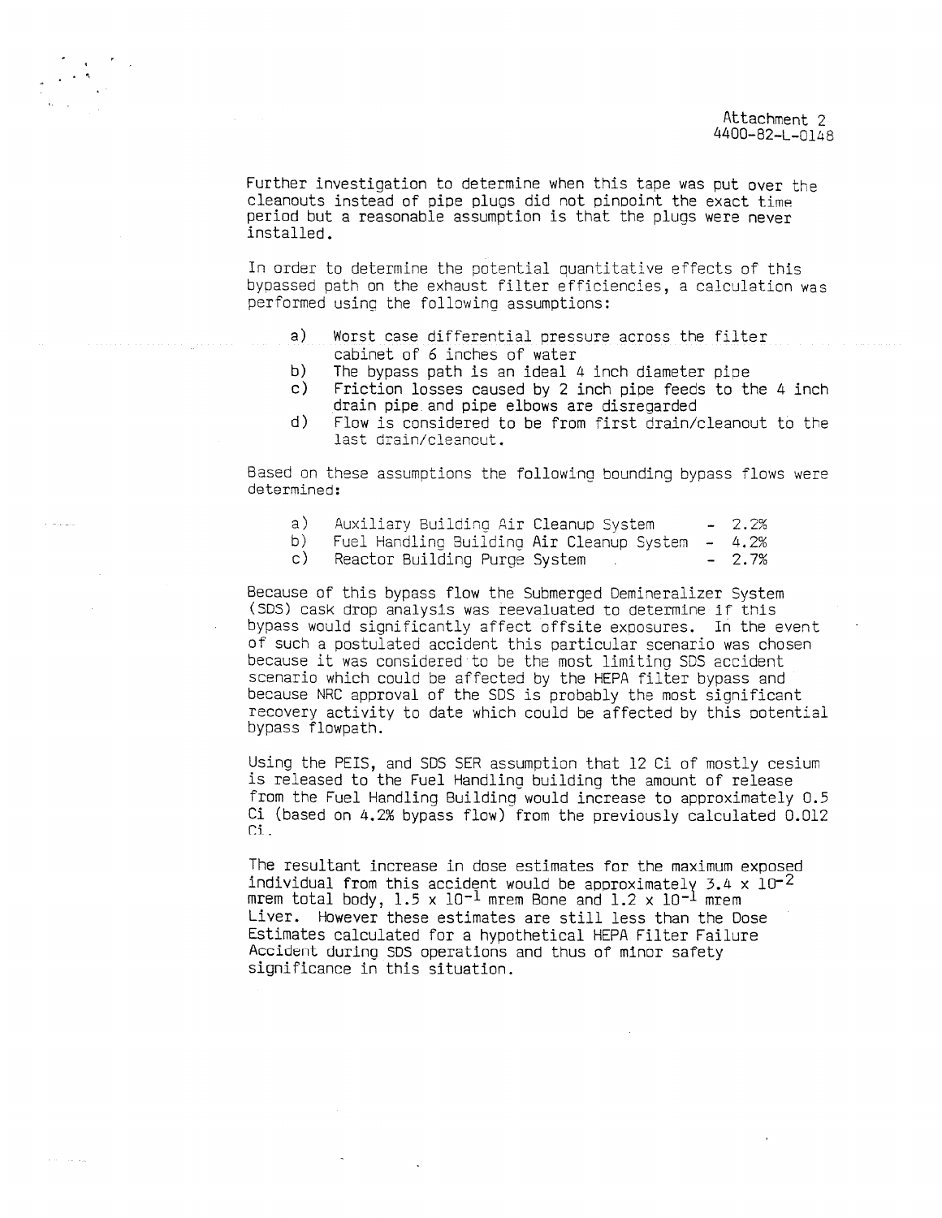Attachment 2
4400-82-L-0148

Further investigation to determine when this tape was put over the cleanouts instead of pipe plugs did not pinpoint the exact time period but a reasonable assumption is that the plugs were never installed.

In order to determine the potential quantitative effects of this bypassed path on the exhaust filter efficiencies, a calculation was performed using the following assumptions:

a) Worst case differential pressure across the filter cabinet of 6 inches of water
b) The bypass path is an ideal 4 inch diameter pipe
c) Friction losses caused by 2 inch pipe feeds to the 4 inch drain pipe and pipe elbows are disregarded
d) Flow is considered to be from first drain/cleanout to the last drain/cleanout.

Based on these assumptions the following bounding bypass flows were determined:

a) Auxiliary Building Air Cleanup System - 2.2%
b) Fuel Handling Building Air Cleanup System - 4.2%
c) Reactor Building Purge System - 2.7%

Because of this bypass flow the Submerged Demineralizer System (SDS) cask drop analysis was reevaluated to determine if this bypass would significantly affect offsite exposures. In the event of such a postulated accident this particular scenario was chosen because it was considered to be the most limiting SDS accident scenario which could be affected by the HEPA filter bypass and because NRC approval of the SDS is probably the most significant recovery activity to date which could be affected by this potential bypass flowpath.

Using the PEIS, and SDS SER assumption that 12 Ci of mostly cesium is released to the Fuel Handling building the amount of release from the Fuel Handling Building would increase to approximately 0.5 Ci (based on 4.2% bypass flow) from the previously calculated 0.012 Ci.

The resultant increase in dose estimates for the maximum exposed individual from this accident would be approximately $3.4 \times 10^{-2}$ mrem total body, $1.5 \times 10^{-1}$ mrem Bone and $1.2 \times 10^{-1}$ mrem Liver. However these estimates are still less than the Dose Estimates calculated for a hypothetical HEPA Filter Failure Accident during SDS operations and thus of minor safety significance in this situation.